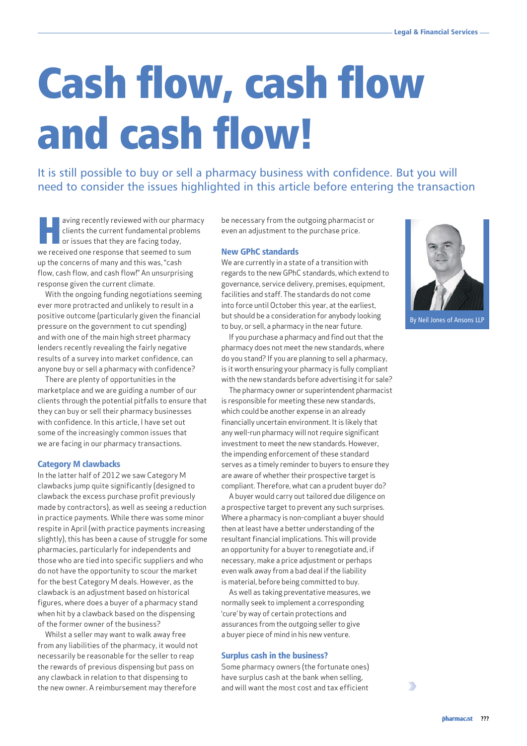# Cash flow, cash flow and cash flow!

It is still possible to buy or sell a pharmacy business with confidence. But you will need to consider the issues highlighted in this article before entering the transaction

By Neil Jones of Ansons LLP

Having recently reviewed with our pharmacy clients the current fundamental problems or issues that they are facing today, we received one response that seemed to sum up the concerns of many and this was, "cash flow, cash flow, and cash flow!" An unsurprising response given the current climate.

With the ongoing funding negotiations seeming ever more protracted and unlikely to result in a positive outcome (particularly given the financial pressure on the government to cut spending) and with one of the main high street pharmacy lenders recently revealing the fairly negative results of a survey into market confidence, can anyone buy or sell a pharmacy with confidence?

There are plenty of opportunities in the marketplace and we are guiding a number of our clients through the potential pitfalls to ensure that they can buy or sell their pharmacy businesses with confidence. In this article, I have set out some of the increasingly common issues that we are facing in our pharmacy transactions.

### Category M clawbacks

In the latter half of 2012 we saw Category M clawbacks jump quite significantly (designed to clawback the excess purchase profit previously made by contractors), as well as seeing a reduction in practice payments. While there was some minor respite in April (with practice payments increasing slightly), this has been a cause of struggle for some pharmacies, particularly for independents and those who are tied into specific suppliers and who do not have the opportunity to scour the market for the best Category M deals. However, as the clawback is an adjustment based on historical figures, where does a buyer of a pharmacy stand when hit by a clawback based on the dispensing of the former owner of the business?

Whilst a seller may want to walk away free from any liabilities of the pharmacy, it would not necessarily be reasonable for the seller to reap the rewards of previous dispensing but pass on any clawback in relation to that dispensing to the new owner. A reimbursement may therefore be necessary from the outgoing pharmacist or even an adjustment to the purchase price.

### New GPhC standards

We are currently in a state of a transition with regards to the new GPhC standards, which extend to governance, service delivery, premises, equipment, facilities and staff. The standards do not come into force until October this year, at the earliest, but should be a consideration for anybody looking to buy, or sell, a pharmacy in the near future.

If you purchase a pharmacy and find out that the pharmacy does not meet the new standards, where do you stand? If you are planning to sell a pharmacy, is it worth ensuring your pharmacy is fully compliant with the new standards before advertising it for sale?

The pharmacy owner or superintendent pharmacist is responsible for meeting these new standards, which could be another expense in an already financially uncertain environment. It is likely that any well-run pharmacy will not require significant investment to meet the new standards. However, the impending enforcement of these standard serves as a timely reminder to buyers to ensure they are aware of whether their prospective target is compliant. Therefore, what can a prudent buyer do?

A buyer would carry out tailored due diligence on a prospective target to prevent any such surprises. Where a pharmacy is non-compliant a buyer should then at least have a better understanding of the resultant financial implications. This will provide an opportunity for a buyer to renegotiate and, if necessary, make a price adjustment or perhaps even walk away from a bad deal if the liability is material, before being committed to buy.

As well as taking preventative measures, we normally seek to implement a corresponding 'cure' by way of certain protections and assurances from the outgoing seller to give a buyer piece of mind in his new venture.

### Surplus cash in the business?

Some pharmacy owners (the fortunate ones) have surplus cash at the bank when selling, and will want the most cost and tax efficient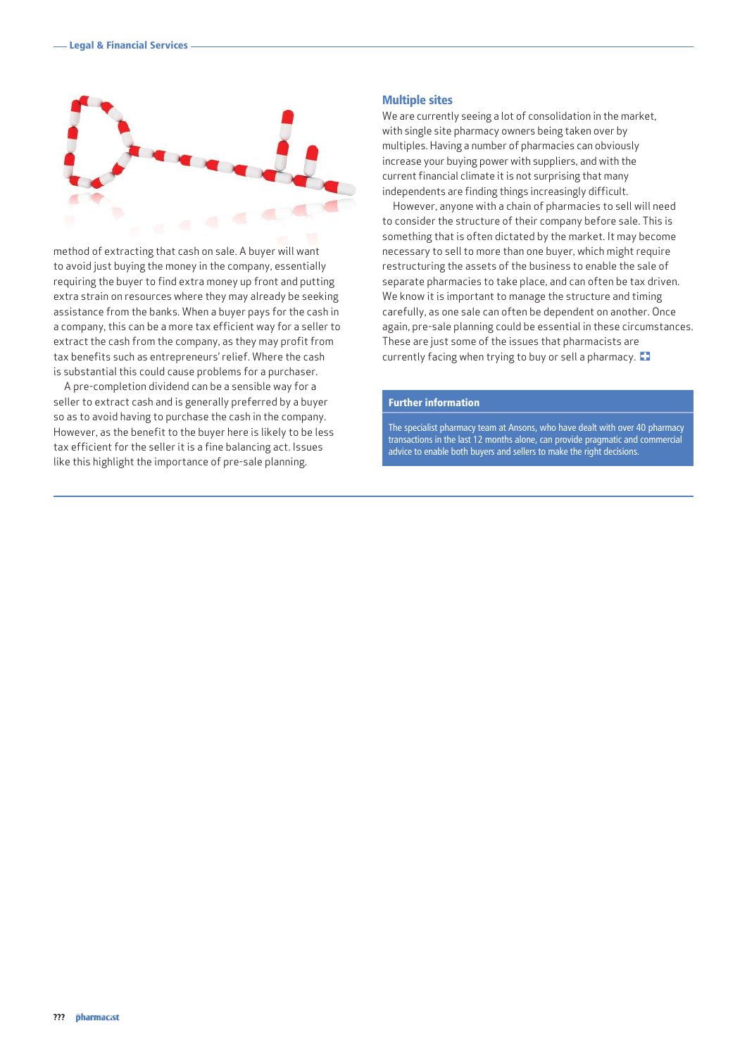method of extracting that cash on sale. A buyer will want to avoid just buying the money in the company, essentially requiring the buyer to find extra money up front and putting extra strain on resources where they may already be seeking assistance from the banks. When a buyer pays for the cash in a company, this can be a more tax efficient way for a seller to extract the cash from the company, as they may profit from tax benefits such as entrepreneurs' relief. Where the cash is substantial this could cause problems for a purchaser.

A pre-completion dividend can be a sensible way for a seller to extract cash and is generally preferred by a buyer so as to avoid having to purchase the cash in the company. However, as the benefit to the buyer here is likely to be less tax efficient for the seller it is a fine balancing act. Issues like this highlight the importance of pre-sale planning.

## Multiple sites

We are currently seeing a lot of consolidation in the market, with single site pharmacy owners being taken over by multiples. Having a number of pharmacies can obviously increase your buying power with suppliers, and with the current financial climate it is not surprising that many independents are finding things increasingly difficult.

However, anyone with a chain of pharmacies to sell will need to consider the structure of their company before sale. This is something that is often dictated by the market. It may become necessary to sell to more than one buyer, which might require restructuring the assets of the business to enable the sale of separate pharmacies to take place, and can often be tax driven. We know it is important to manage the structure and timing carefully, as one sale can often be dependent on another. Once again, pre-sale planning could be essential in these circumstances. These are just some of the issues that pharmacists are currently facing when trying to buy or sell a pharmacy.

### Further information

The specialist pharmacy team at Ansons, who have dealt with over 40 pharmacy transactions in the last 12 months alone, can provide pragmatic and commercial advice to enable both buyers and sellers to make the right decisions.